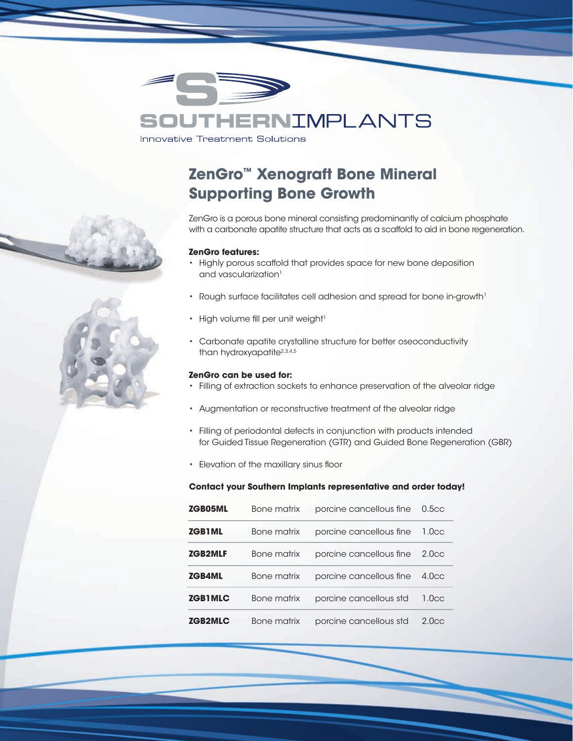SOUTHERNIMPLANTS

Innovative Treatment Solutions

# ZenGro™ Xenograft Bone Mineral Supporting Bone Growth

ZenGro is a porous bone mineral consisting predominantly of calcium phosphate with a carbonate apatite structure that acts as a scaffold to aid in bone regeneration.

**ZenGro features:**

- Highly porous scaffold that provides space for new bone deposition and vascularization[1]
- Rough surface facilitates cell adhesion and spread for bone in-growth[1]
- High volume fill per unit weight[1]
- Carbonate apatite crystalline structure for better oseoconductivity than hydroxyapatite[2,3,4,5]

**ZenGro can be used for:**

- Filling of extraction sockets to enhance preservation of the alveolar ridge
- Augmentation or reconstructive treatment of the alveolar ridge
- Filling of periodontal defects in conjunction with products intended for Guided Tissue Regeneration (GTR) and Guided Bone Regeneration (GBR)
- Elevation of the maxillary sinus floor

**Contact your Southern Implants representative and order today!**

| | | | |
|---|---|---|---|
| **ZGB05ML** | Bone matrix | porcine cancellous fine | 0.5cc |
| **ZGB1ML** | Bone matrix | porcine cancellous fine | 1.0cc |
| **ZGB2MLF** | Bone matrix | porcine cancellous fine | 2.0cc |
| **ZGB4ML** | Bone matrix | porcine cancellous fine | 4.0cc |
| **ZGB1MLC** | Bone matrix | porcine cancellous std | 1.0cc |
| **ZGB2MLC** | Bone matrix | porcine cancellous std | 2.0cc |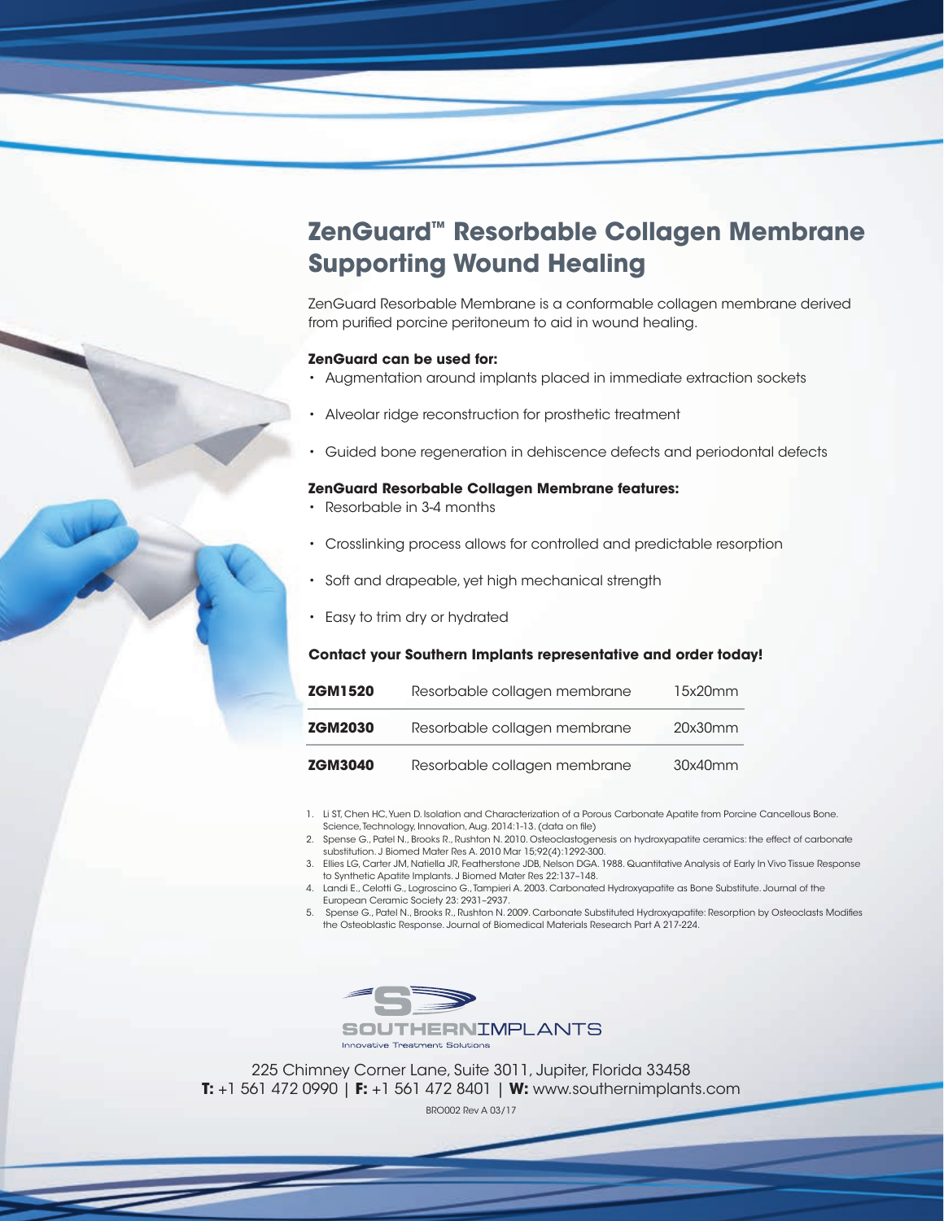# ZenGuard™ Resorbable Collagen Membrane Supporting Wound Healing

ZenGuard Resorbable Membrane is a conformable collagen membrane derived from purified porcine peritoneum to aid in wound healing.

**ZenGuard can be used for:**

- Augmentation around implants placed in immediate extraction sockets
- Alveolar ridge reconstruction for prosthetic treatment
- Guided bone regeneration in dehiscence defects and periodontal defects

**ZenGuard Resorbable Collagen Membrane features:**

- Resorbable in 3-4 months
- Crosslinking process allows for controlled and predictable resorption
- Soft and drapeable, yet high mechanical strength
- Easy to trim dry or hydrated

**Contact your Southern Implants representative and order today!**

| | | |
|---|---|---|
| **ZGM1520** | Resorbable collagen membrane | 15x20mm |
| **ZGM2030** | Resorbable collagen membrane | 20x30mm |
| **ZGM3040** | Resorbable collagen membrane | 30x40mm |

1. Li ST, Chen HC, Yuen D. Isolation and Characterization of a Porous Carbonate Apatite from Porcine Cancellous Bone. Science, Technology, Innovation, Aug. 2014:1-13. (data on file)
2. Spense G., Patel N., Brooks R., Rushton N. 2010. Osteoclastogenesis on hydroxyapatite ceramics: the effect of carbonate substitution. J Biomed Mater Res A. 2010 Mar 15;92(4):1292-300.
3. Ellies LG, Carter JM, Natiella JR, Featherstone JDB, Nelson DGA. 1988. Quantitative Analysis of Early In Vivo Tissue Response to Synthetic Apatite Implants. J Biomed Mater Res 22:137–148.
4. Landi E., Celotti G., Logroscino G., Tampieri A. 2003. Carbonated Hydroxyapatite as Bone Substitute. Journal of the European Ceramic Society 23: 2931–2937.
5. Spense G., Patel N., Brooks R., Rushton N. 2009. Carbonate Substituted Hydroxyapatite: Resorption by Osteoclasts Modifies the Osteoblastic Response. Journal of Biomedical Materials Research Part A 217-224.

SOUTHERNIMPLANTS
Innovative Treatment Solutions

225 Chimney Corner Lane, Suite 3011, Jupiter, Florida 33458
**T:** +1 561 472 0990 | **F:** +1 561 472 8401 | **W:** www.southernimplants.com

BRO002 Rev A 03/17